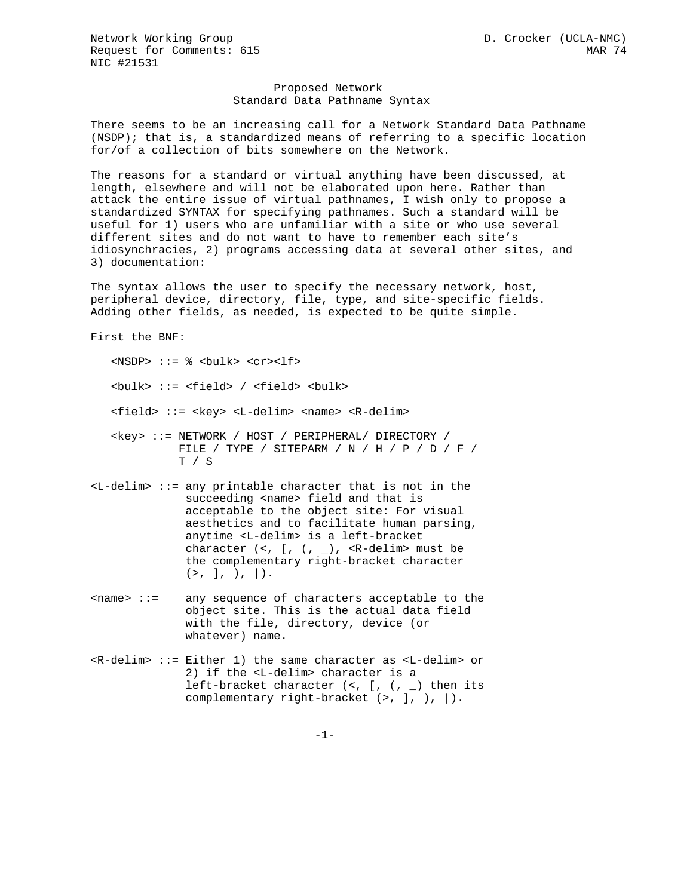Network Working Group                                  D. Crocker (UCLA-NMC)
Request for Comments: 615                                              MAR 74
NIC #21531

# Proposed Network Standard Data Pathname Syntax

There seems to be an increasing call for a Network Standard Data Pathname (NSDP); that is, a standardized means of referring to a specific location for/of a collection of bits somewhere on the Network.

The reasons for a standard or virtual anything have been discussed, at length, elsewhere and will not be elaborated upon here. Rather than attack the entire issue of virtual pathnames, I wish only to propose a standardized SYNTAX for specifying pathnames. Such a standard will be useful for 1) users who are unfamiliar with a site or who use several different sites and do not want to have to remember each site's idiosynchracies, 2) programs accessing data at several other sites, and 3) documentation:

The syntax allows the user to specify the necessary network, host, peripheral device, directory, file, type, and site-specific fields. Adding other fields, as needed, is expected to be quite simple.

First the BNF:

```
   <NSDP> ::= % <bulk> <cr><lf>

   <bulk> ::= <field> / <field> <bulk>

   <field> ::= <key> <L-delim> <name> <R-delim>

   <key> ::= NETWORK / HOST / PERIPHERAL/ DIRECTORY /
             FILE / TYPE / SITEPARM / N / H / P / D / F /
             T / S

<L-delim> ::= any printable character that is not in the
              succeeding <name> field and that is
              acceptable to the object site: For visual
              aesthetics and to facilitate human parsing,
              anytime <L-delim> is a left-bracket
              character (<, [, (, _), <R-delim> must be
              the complementary right-bracket character
              (>, ], ), |).

<name> ::=    any sequence of characters acceptable to the
              object site. This is the actual data field
              with the file, directory, device (or
              whatever) name.

<R-delim> ::= Either 1) the same character as <L-delim> or
              2) if the <L-delim> character is a
              left-bracket character (<, [, (, _) then its
              complementary right-bracket (>, ], ), |).
```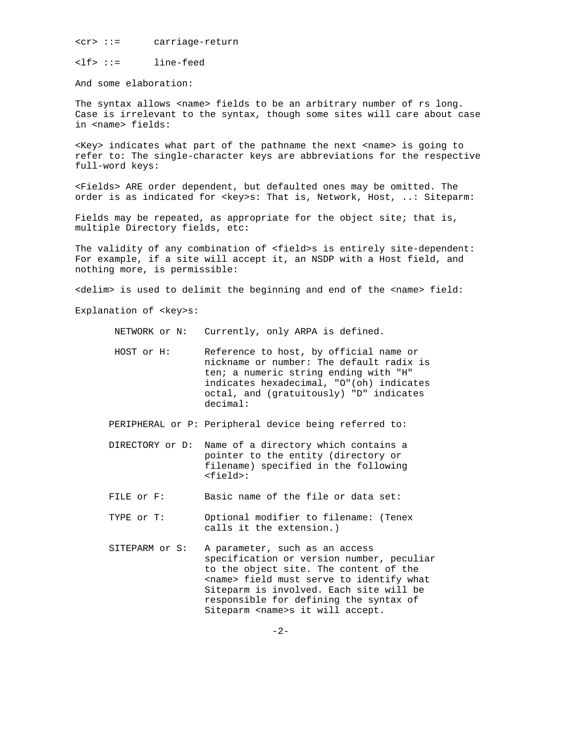<cr> ::=      carriage-return

<lf> ::=      line-feed

And some elaboration:

The syntax allows <name> fields to be an arbitrary number of rs long. Case is irrelevant to the syntax, though some sites will care about case in <name> fields:

<Key> indicates what part of the pathname the next <name> is going to refer to: The single-character keys are abbreviations for the respective full-word keys:

<Fields> ARE order dependent, but defaulted ones may be omitted. The order is as indicated for <key>s: That is, Network, Host, ..: Siteparm:

Fields may be repeated, as appropriate for the object site; that is, multiple Directory fields, etc:

The validity of any combination of <field>s is entirely site-dependent: For example, if a site will accept it, an NSDP with a Host field, and nothing more, is permissible:

<delim> is used to delimit the beginning and end of the <name> field:

Explanation of <key>s:

- NETWORK or N: Currently, only ARPA is defined.

- HOST or H: Reference to host, by official name or nickname or number: The default radix is ten; a numeric string ending with "H" indicates hexadecimal, "O"(oh) indicates octal, and (gratuitously) "D" indicates decimal:

- PERIPHERAL or P: Peripheral device being referred to:

- DIRECTORY or D: Name of a directory which contains a pointer to the entity (directory or filename) specified in the following <field>:

- FILE or F: Basic name of the file or data set:

- TYPE or T: Optional modifier to filename: (Tenex calls it the extension.)

- SITEPARM or S: A parameter, such as an access specification or version number, peculiar to the object site. The content of the <name> field must serve to identify what Siteparm is involved. Each site will be responsible for defining the syntax of Siteparm <name>s it will accept.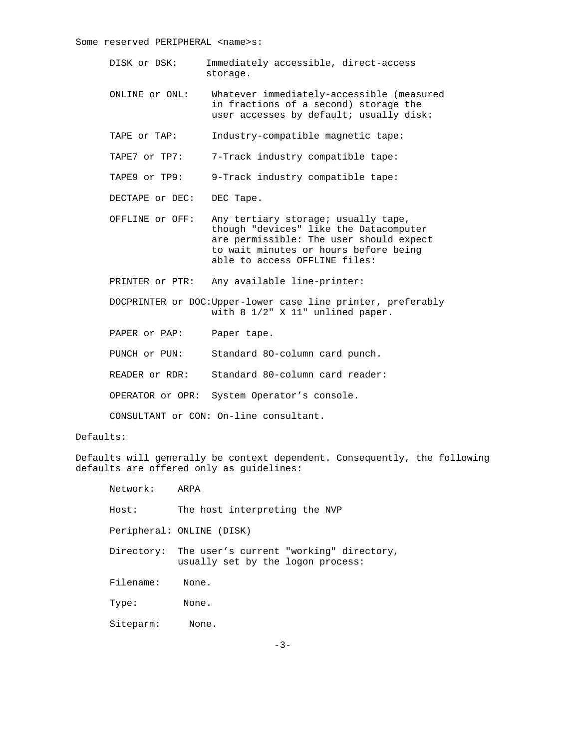Some reserved PERIPHERAL <name>s:

| | |
|---|---|
| DISK or DSK: | Immediately accessible, direct-access storage. |
| ONLINE or ONL: | Whatever immediately-accessible (measured in fractions of a second) storage the user accesses by default; usually disk: |
| TAPE or TAP: | Industry-compatible magnetic tape: |
| TAPE7 or TP7: | 7-Track industry compatible tape: |
| TAPE9 or TP9: | 9-Track industry compatible tape: |
| DECTAPE or DEC: | DEC Tape. |
| OFFLINE or OFF: | Any tertiary storage; usually tape, though "devices" like the Datacomputer are permissible: The user should expect to wait minutes or hours before being able to access OFFLINE files: |
| PRINTER or PTR: | Any available line-printer: |
| DOCPRINTER or DOC: | Upper-lower case line printer, preferably with 8 1/2" X 11" unlined paper. |
| PAPER or PAP: | Paper tape. |
| PUNCH or PUN: | Standard 8O-column card punch. |
| READER or RDR: | Standard 80-column card reader: |
| OPERATOR or OPR: | System Operator's console. |
| CONSULTANT or CON: | On-line consultant. |

Defaults:

Defaults will generally be context dependent. Consequently, the following defaults are offered only as guidelines:

| | |
|---|---|
| Network: | ARPA |
| Host: | The host interpreting the NVP |
| Peripheral: | ONLINE (DISK) |
| Directory: | The user's current "working" directory, usually set by the logon process: |
| Filename: | None. |
| Type: | None. |
| Siteparm: | None. |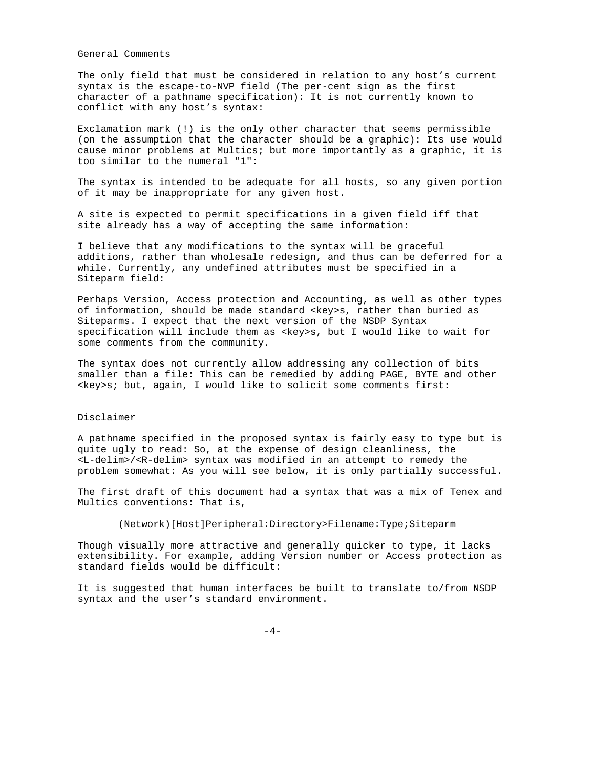## General Comments

The only field that must be considered in relation to any host's current syntax is the escape-to-NVP field (The per-cent sign as the first character of a pathname specification): It is not currently known to conflict with any host's syntax:

Exclamation mark (!) is the only other character that seems permissible (on the assumption that the character should be a graphic): Its use would cause minor problems at Multics; but more importantly as a graphic, it is too similar to the numeral "1":

The syntax is intended to be adequate for all hosts, so any given portion of it may be inappropriate for any given host.

A site is expected to permit specifications in a given field iff that site already has a way of accepting the same information:

I believe that any modifications to the syntax will be graceful additions, rather than wholesale redesign, and thus can be deferred for a while. Currently, any undefined attributes must be specified in a Siteparm field:

Perhaps Version, Access protection and Accounting, as well as other types of information, should be made standard <key>s, rather than buried as Siteparms. I expect that the next version of the NSDP Syntax specification will include them as <key>s, but I would like to wait for some comments from the community.

The syntax does not currently allow addressing any collection of bits smaller than a file: This can be remedied by adding PAGE, BYTE and other <key>s; but, again, I would like to solicit some comments first:

## Disclaimer

A pathname specified in the proposed syntax is fairly easy to type but is quite ugly to read: So, at the expense of design cleanliness, the <L-delim>/<R-delim> syntax was modified in an attempt to remedy the problem somewhat: As you will see below, it is only partially successful.

The first draft of this document had a syntax that was a mix of Tenex and Multics conventions: That is,

```
(Network)[Host]Peripheral:Directory>Filename:Type;Siteparm
```

Though visually more attractive and generally quicker to type, it lacks extensibility. For example, adding Version number or Access protection as standard fields would be difficult:

It is suggested that human interfaces be built to translate to/from NSDP syntax and the user's standard environment.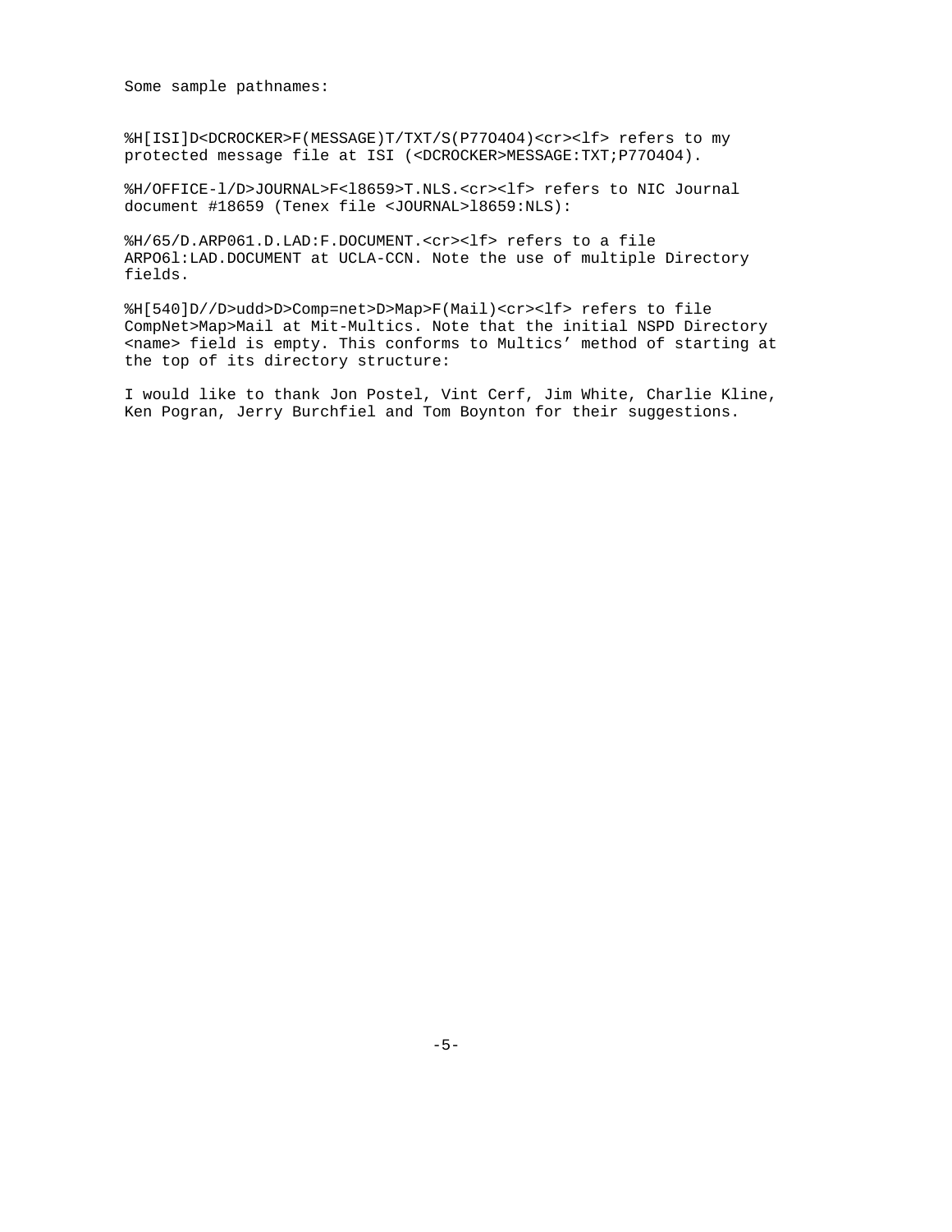Some sample pathnames:

%H[ISI]D<DCROCKER>F(MESSAGE)T/TXT/S(P77O4O4)<cr><lf> refers to my protected message file at ISI (<DCROCKER>MESSAGE:TXT;P77O4O4).

%H/OFFICE-l/D>JOURNAL>F<l8659>T.NLS.<cr><lf> refers to NIC Journal document #18659 (Tenex file <JOURNAL>l8659:NLS):

%H/65/D.ARP061.D.LAD:F.DOCUMENT.<cr><lf> refers to a file ARPO6l:LAD.DOCUMENT at UCLA-CCN. Note the use of multiple Directory fields.

%H[540]D//D>udd>D>Comp=net>D>Map>F(Mail)<cr><lf> refers to file CompNet>Map>Mail at Mit-Multics. Note that the initial NSPD Directory <name> field is empty. This conforms to Multics' method of starting at the top of its directory structure:

I would like to thank Jon Postel, Vint Cerf, Jim White, Charlie Kline, Ken Pogran, Jerry Burchfiel and Tom Boynton for their suggestions.